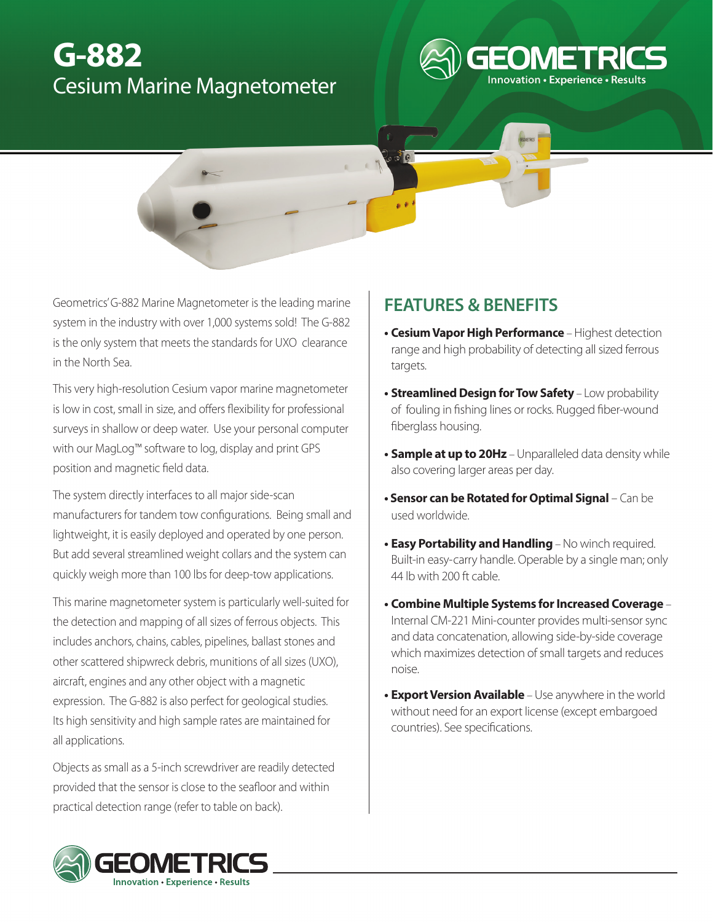# G-882

## Cesium Marine Magnetometer

GEOMETRICS
Innovation • Experience • Results

Geometrics' G-882 Marine Magnetometer is the leading marine system in the industry with over 1,000 systems sold! The G-882 is the only system that meets the standards for UXO clearance in the North Sea.

This very high-resolution Cesium vapor marine magnetometer is low in cost, small in size, and offers flexibility for professional surveys in shallow or deep water. Use your personal computer with our MagLog™ software to log, display and print GPS position and magnetic field data.

The system directly interfaces to all major side-scan manufacturers for tandem tow configurations. Being small and lightweight, it is easily deployed and operated by one person. But add several streamlined weight collars and the system can quickly weigh more than 100 lbs for deep-tow applications.

This marine magnetometer system is particularly well-suited for the detection and mapping of all sizes of ferrous objects. This includes anchors, chains, cables, pipelines, ballast stones and other scattered shipwreck debris, munitions of all sizes (UXO), aircraft, engines and any other object with a magnetic expression. The G-882 is also perfect for geological studies. Its high sensitivity and high sample rates are maintained for all applications.

Objects as small as a 5-inch screwdriver are readily detected provided that the sensor is close to the seafloor and within practical detection range (refer to table on back).

## FEATURES & BENEFITS

- **Cesium Vapor High Performance** – Highest detection range and high probability of detecting all sized ferrous targets.
- **Streamlined Design for Tow Safety** – Low probability of fouling in fishing lines or rocks. Rugged fiber-wound fiberglass housing.
- **Sample at up to 20Hz** – Unparalleled data density while also covering larger areas per day.
- **Sensor can be Rotated for Optimal Signal** – Can be used worldwide.
- **Easy Portability and Handling** – No winch required. Built-in easy-carry handle. Operable by a single man; only 44 lb with 200 ft cable.
- **Combine Multiple Systems for Increased Coverage** – Internal CM-221 Mini-counter provides multi-sensor sync and data concatenation, allowing side-by-side coverage which maximizes detection of small targets and reduces noise.
- **Export Version Available** – Use anywhere in the world without need for an export license (except embargoed countries). See specifications.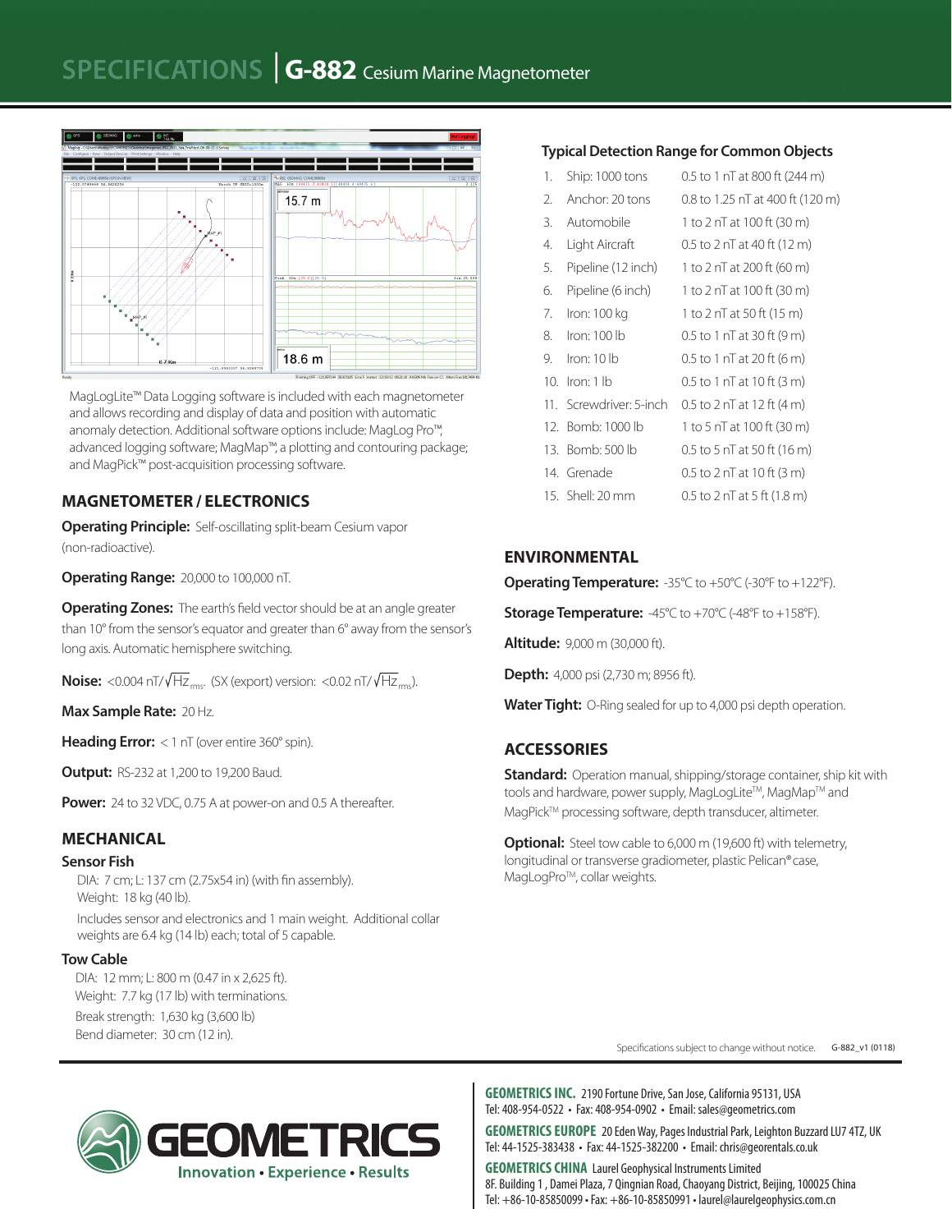# SPECIFICATIONS | G-882 Cesium Marine Magnetometer

MagLogLite™ Data Logging software is included with each magnetometer and allows recording and display of data and position with automatic anomaly detection. Additional software options include: MagLog Pro™, advanced logging software; MagMap™, a plotting and contouring package; and MagPick™ post-acquisition processing software.

## MAGNETOMETER / ELECTRONICS

**Operating Principle:** Self-oscillating split-beam Cesium vapor (non-radioactive).

**Operating Range:** 20,000 to 100,000 nT.

**Operating Zones:** The earth's field vector should be at an angle greater than 10° from the sensor's equator and greater than 6° away from the sensor's long axis. Automatic hemisphere switching.

**Noise:** <0.004 nT/$\sqrt{Hz}_{rms}$. (SX (export) version: <0.02 nT/$\sqrt{Hz}_{rms}$).

**Max Sample Rate:** 20 Hz.

**Heading Error:** < 1 nT (over entire 360° spin).

**Output:** RS-232 at 1,200 to 19,200 Baud.

**Power:** 24 to 32 VDC, 0.75 A at power-on and 0.5 A thereafter.

## MECHANICAL

### Sensor Fish

DIA: 7 cm; L: 137 cm (2.75x54 in) (with fin assembly).
Weight: 18 kg (40 lb).

Includes sensor and electronics and 1 main weight. Additional collar weights are 6.4 kg (14 lb) each; total of 5 capable.

### Tow Cable

DIA: 12 mm; L: 800 m (0.47 in x 2,625 ft).
Weight: 7.7 kg (17 lb) with terminations.
Break strength: 1,630 kg (3,600 lb)
Bend diameter: 30 cm (12 in).

### Typical Detection Range for Common Objects

| | | |
|---|---|---|
| 1. | Ship: 1000 tons | 0.5 to 1 nT at 800 ft (244 m) |
| 2. | Anchor: 20 tons | 0.8 to 1.25 nT at 400 ft (120 m) |
| 3. | Automobile | 1 to 2 nT at 100 ft (30 m) |
| 4. | Light Aircraft | 0.5 to 2 nT at 40 ft (12 m) |
| 5. | Pipeline (12 inch) | 1 to 2 nT at 200 ft (60 m) |
| 6. | Pipeline (6 inch) | 1 to 2 nT at 100 ft (30 m) |
| 7. | Iron: 100 kg | 1 to 2 nT at 50 ft (15 m) |
| 8. | Iron: 100 lb | 0.5 to 1 nT at 30 ft (9 m) |
| 9. | Iron: 10 lb | 0.5 to 1 nT at 20 ft (6 m) |
| 10. | Iron: 1 lb | 0.5 to 1 nT at 10 ft (3 m) |
| 11. | Screwdriver: 5-inch | 0.5 to 2 nT at 12 ft (4 m) |
| 12. | Bomb: 1000 lb | 1 to 5 nT at 100 ft (30 m) |
| 13. | Bomb: 500 lb | 0.5 to 5 nT at 50 ft (16 m) |
| 14. | Grenade | 0.5 to 2 nT at 10 ft (3 m) |
| 15. | Shell: 20 mm | 0.5 to 2 nT at 5 ft (1.8 m) |

## ENVIRONMENTAL

**Operating Temperature:** -35°C to +50°C (-30°F to +122°F).

**Storage Temperature:** -45°C to +70°C (-48°F to +158°F).

**Altitude:** 9,000 m (30,000 ft).

**Depth:** 4,000 psi (2,730 m; 8956 ft).

**Water Tight:** O-Ring sealed for up to 4,000 psi depth operation.

## ACCESSORIES

**Standard:** Operation manual, shipping/storage container, ship kit with tools and hardware, power supply, MagLogLite™, MagMap™ and MagPick™ processing software, depth transducer, altimeter.

**Optional:** Steel tow cable to 6,000 m (19,600 ft) with telemetry, longitudinal or transverse gradiometer, plastic Pelican® case, MagLogPro™, collar weights.

Specifications subject to change without notice. G-882_v1 (0118)

GEOMETRICS
Innovation • Experience • Results

**GEOMETRICS INC.** 2190 Fortune Drive, San Jose, California 95131, USA
Tel: 408-954-0522 • Fax: 408-954-0902 • Email: sales@geometrics.com

**GEOMETRICS EUROPE** 20 Eden Way, Pages Industrial Park, Leighton Buzzard LU7 4TZ, UK
Tel: 44-1525-383438 • Fax: 44-1525-382200 • Email: chris@georentals.co.uk

**GEOMETRICS CHINA** Laurel Geophysical Instruments Limited
8F. Building 1 , Damei Plaza, 7 Qingnian Road, Chaoyang District, Beijing, 100025 China
Tel: +86-10-85850099 • Fax: +86-10-85850991 • laurel@laurelgeophysics.com.cn